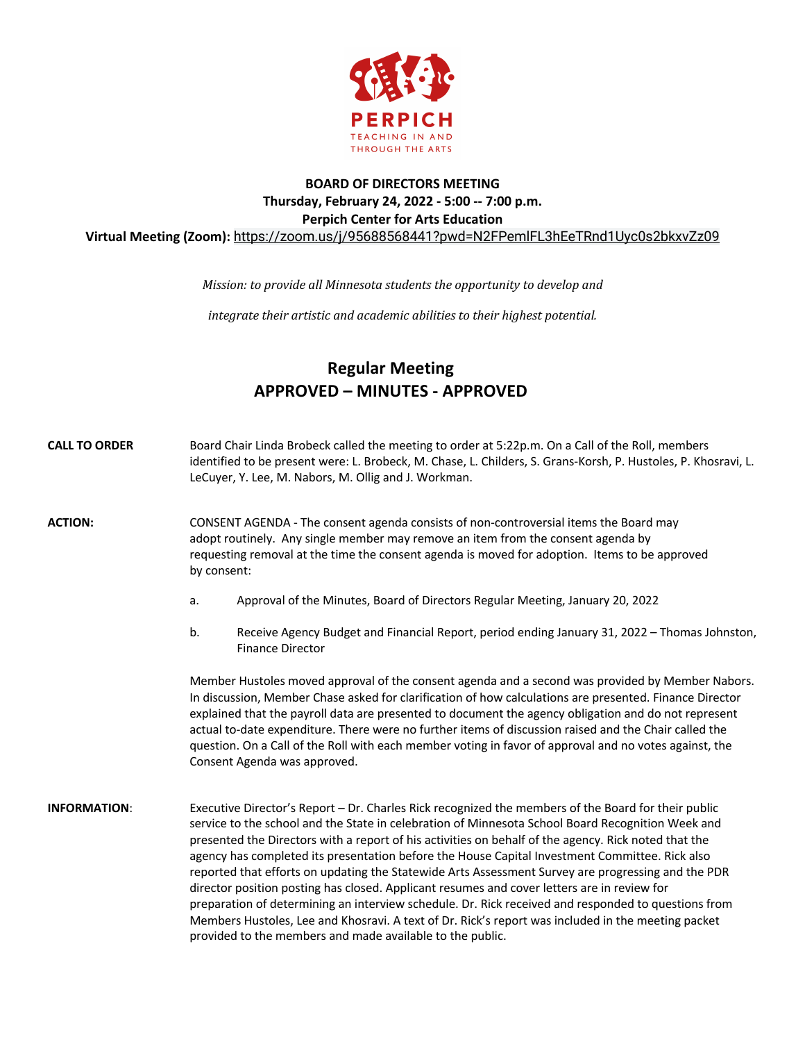PERPICH

TEACHING IN AND THROUGH THE ARTS

**BOARD OF DIRECTORS MEETING**
**Thursday, February 24, 2022 - 5:00 -- 7:00 p.m.**
**Perpich Center for Arts Education**
**Virtual Meeting (Zoom):** https://zoom.us/j/95688568441?pwd=N2FPemlFL3hEeTRnd1Uyc0s2bkxvZz09

*Mission: to provide all Minnesota students the opportunity to develop and integrate their artistic and academic abilities to their highest potential.*

## Regular Meeting
## APPROVED – MINUTES - APPROVED

**CALL TO ORDER**

Board Chair Linda Brobeck called the meeting to order at 5:22p.m. On a Call of the Roll, members identified to be present were: L. Brobeck, M. Chase, L. Childers, S. Grans-Korsh, P. Hustoles, P. Khosravi, L. LeCuyer, Y. Lee, M. Nabors, M. Ollig and J. Workman.

**ACTION:**

CONSENT AGENDA - The consent agenda consists of non-controversial items the Board may adopt routinely. Any single member may remove an item from the consent agenda by requesting removal at the time the consent agenda is moved for adoption. Items to be approved by consent:

a. Approval of the Minutes, Board of Directors Regular Meeting, January 20, 2022

b. Receive Agency Budget and Financial Report, period ending January 31, 2022 – Thomas Johnston, Finance Director

Member Hustoles moved approval of the consent agenda and a second was provided by Member Nabors. In discussion, Member Chase asked for clarification of how calculations are presented. Finance Director explained that the payroll data are presented to document the agency obligation and do not represent actual to-date expenditure. There were no further items of discussion raised and the Chair called the question. On a Call of the Roll with each member voting in favor of approval and no votes against, the Consent Agenda was approved.

**INFORMATION**:

Executive Director's Report – Dr. Charles Rick recognized the members of the Board for their public service to the school and the State in celebration of Minnesota School Board Recognition Week and presented the Directors with a report of his activities on behalf of the agency. Rick noted that the agency has completed its presentation before the House Capital Investment Committee. Rick also reported that efforts on updating the Statewide Arts Assessment Survey are progressing and the PDR director position posting has closed. Applicant resumes and cover letters are in review for preparation of determining an interview schedule. Dr. Rick received and responded to questions from Members Hustoles, Lee and Khosravi. A text of Dr. Rick's report was included in the meeting packet provided to the members and made available to the public.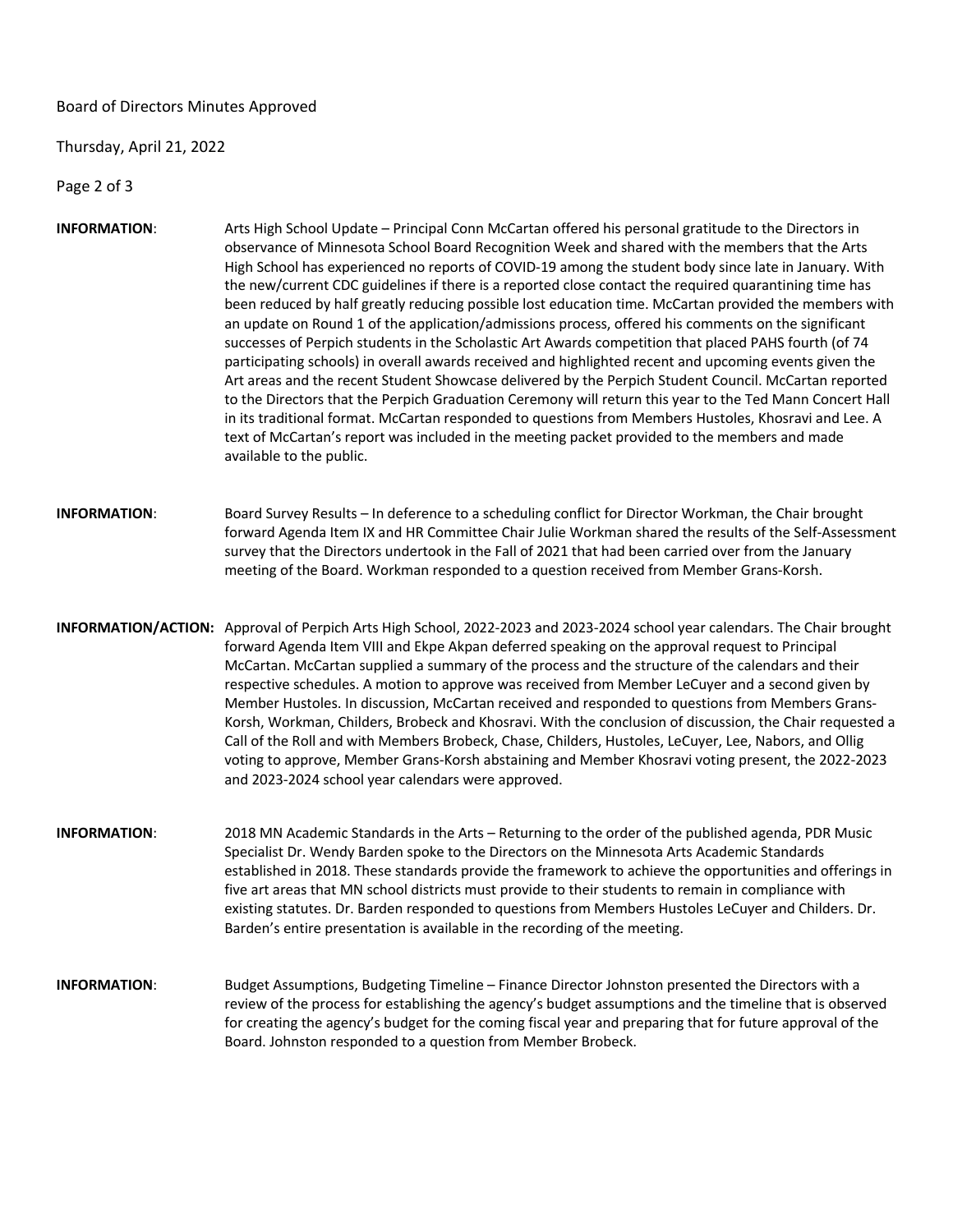**INFORMATION**: Arts High School Update – Principal Conn McCartan offered his personal gratitude to the Directors in observance of Minnesota School Board Recognition Week and shared with the members that the Arts High School has experienced no reports of COVID-19 among the student body since late in January. With the new/current CDC guidelines if there is a reported close contact the required quarantining time has been reduced by half greatly reducing possible lost education time. McCartan provided the members with an update on Round 1 of the application/admissions process, offered his comments on the significant successes of Perpich students in the Scholastic Art Awards competition that placed PAHS fourth (of 74 participating schools) in overall awards received and highlighted recent and upcoming events given the Art areas and the recent Student Showcase delivered by the Perpich Student Council. McCartan reported to the Directors that the Perpich Graduation Ceremony will return this year to the Ted Mann Concert Hall in its traditional format. McCartan responded to questions from Members Hustoles, Khosravi and Lee. A text of McCartan's report was included in the meeting packet provided to the members and made available to the public.

**INFORMATION**: Board Survey Results – In deference to a scheduling conflict for Director Workman, the Chair brought forward Agenda Item IX and HR Committee Chair Julie Workman shared the results of the Self-Assessment survey that the Directors undertook in the Fall of 2021 that had been carried over from the January meeting of the Board. Workman responded to a question received from Member Grans-Korsh.

**INFORMATION/ACTION:** Approval of Perpich Arts High School, 2022-2023 and 2023-2024 school year calendars. The Chair brought forward Agenda Item VIII and Ekpe Akpan deferred speaking on the approval request to Principal McCartan. McCartan supplied a summary of the process and the structure of the calendars and their respective schedules. A motion to approve was received from Member LeCuyer and a second given by Member Hustoles. In discussion, McCartan received and responded to questions from Members Grans-Korsh, Workman, Childers, Brobeck and Khosravi. With the conclusion of discussion, the Chair requested a Call of the Roll and with Members Brobeck, Chase, Childers, Hustoles, LeCuyer, Lee, Nabors, and Ollig voting to approve, Member Grans-Korsh abstaining and Member Khosravi voting present, the 2022-2023 and 2023-2024 school year calendars were approved.

**INFORMATION**: 2018 MN Academic Standards in the Arts – Returning to the order of the published agenda, PDR Music Specialist Dr. Wendy Barden spoke to the Directors on the Minnesota Arts Academic Standards established in 2018. These standards provide the framework to achieve the opportunities and offerings in five art areas that MN school districts must provide to their students to remain in compliance with existing statutes. Dr. Barden responded to questions from Members Hustoles LeCuyer and Childers. Dr. Barden's entire presentation is available in the recording of the meeting.

**INFORMATION**: Budget Assumptions, Budgeting Timeline – Finance Director Johnston presented the Directors with a review of the process for establishing the agency's budget assumptions and the timeline that is observed for creating the agency's budget for the coming fiscal year and preparing that for future approval of the Board. Johnston responded to a question from Member Brobeck.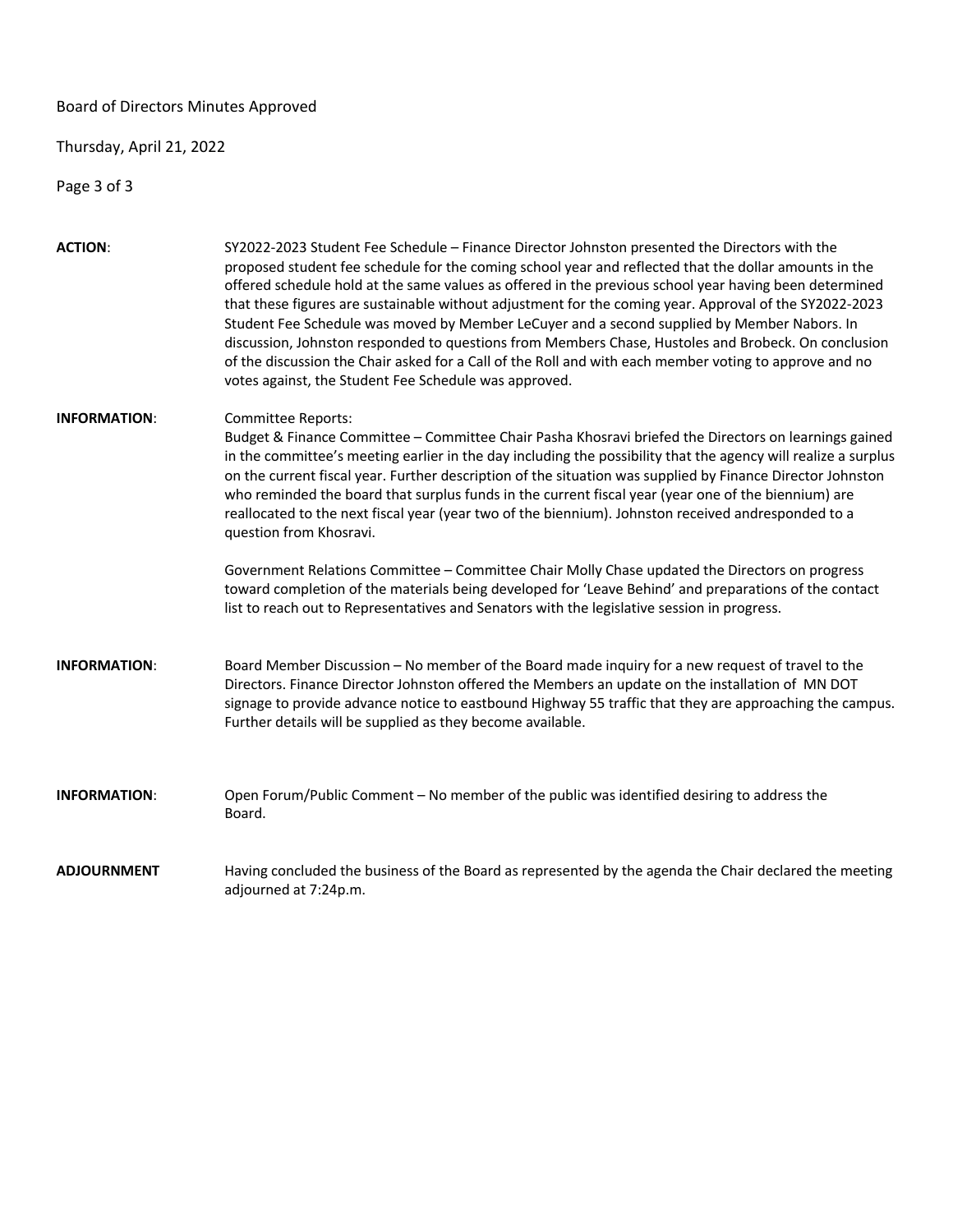**ACTION**: SY2022-2023 Student Fee Schedule – Finance Director Johnston presented the Directors with the proposed student fee schedule for the coming school year and reflected that the dollar amounts in the offered schedule hold at the same values as offered in the previous school year having been determined that these figures are sustainable without adjustment for the coming year. Approval of the SY2022-2023 Student Fee Schedule was moved by Member LeCuyer and a second supplied by Member Nabors. In discussion, Johnston responded to questions from Members Chase, Hustoles and Brobeck. On conclusion of the discussion the Chair asked for a Call of the Roll and with each member voting to approve and no votes against, the Student Fee Schedule was approved.

**INFORMATION**: Committee Reports:
Budget & Finance Committee – Committee Chair Pasha Khosravi briefed the Directors on learnings gained in the committee's meeting earlier in the day including the possibility that the agency will realize a surplus on the current fiscal year. Further description of the situation was supplied by Finance Director Johnston who reminded the board that surplus funds in the current fiscal year (year one of the biennium) are reallocated to the next fiscal year (year two of the biennium). Johnston received andresponded to a question from Khosravi.

Government Relations Committee – Committee Chair Molly Chase updated the Directors on progress toward completion of the materials being developed for 'Leave Behind' and preparations of the contact list to reach out to Representatives and Senators with the legislative session in progress.

**INFORMATION**: Board Member Discussion – No member of the Board made inquiry for a new request of travel to the Directors. Finance Director Johnston offered the Members an update on the installation of MN DOT signage to provide advance notice to eastbound Highway 55 traffic that they are approaching the campus. Further details will be supplied as they become available.

**INFORMATION**: Open Forum/Public Comment – No member of the public was identified desiring to address the Board.

**ADJOURNMENT** Having concluded the business of the Board as represented by the agenda the Chair declared the meeting adjourned at 7:24p.m.